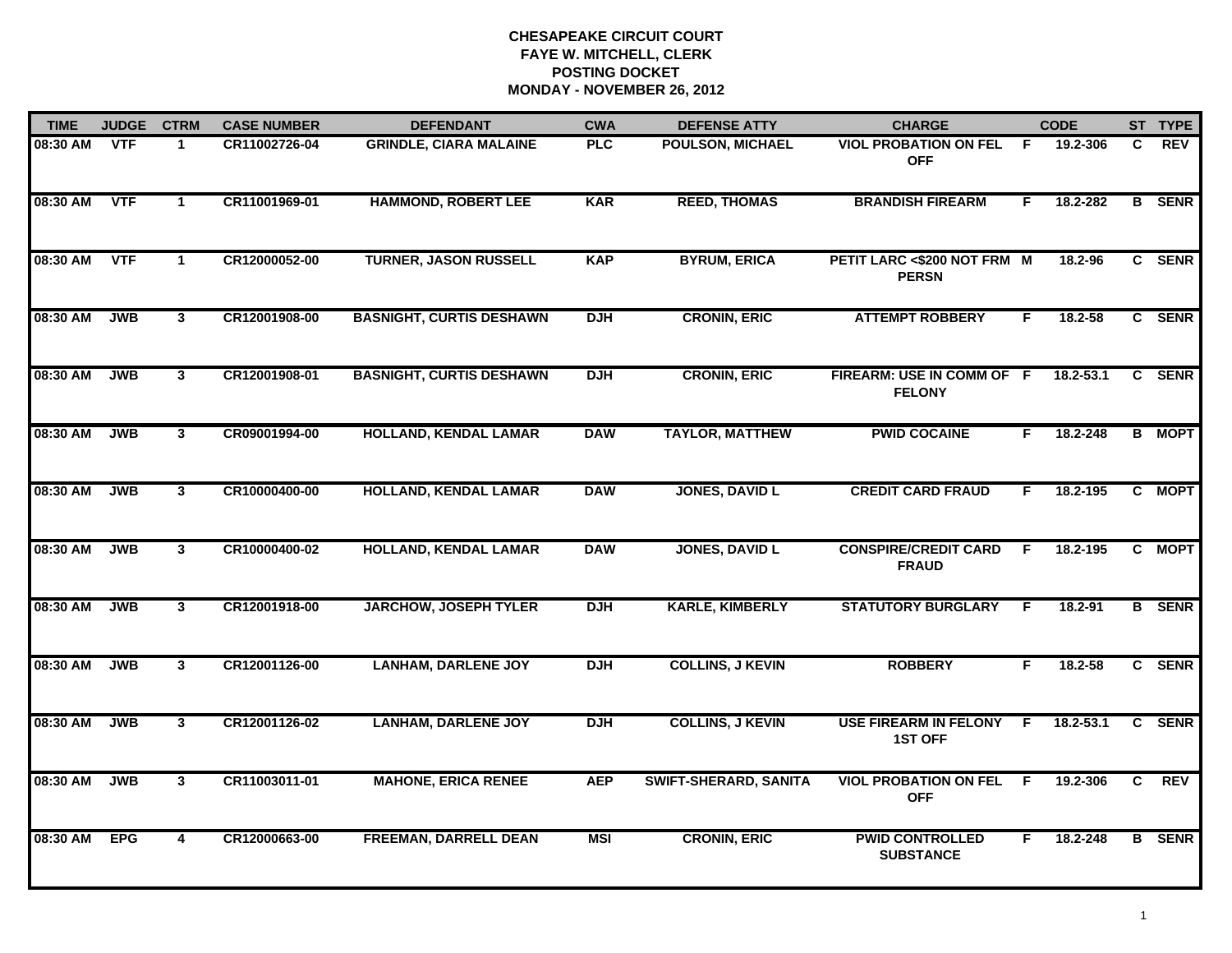# CHESAPEAKE CIRCUIT COURT
## FAYE W. MITCHELL, CLERK
## POSTING DOCKET
## MONDAY - NOVEMBER 26, 2012

| TIME | JUDGE | CTRM | CASE NUMBER | DEFENDANT | CWA | DEFENSE ATTY | CHARGE | | CODE | ST | TYPE |
|---|---|---|---|---|---|---|---|---|---|---|---|
| 08:30 AM | VTF | 1 | CR11002726-04 | GRINDLE, CIARA MALAINE | PLC | POULSON, MICHAEL | VIOL PROBATION ON FEL OFF | F | 19.2-306 | C | REV |
| 08:30 AM | VTF | 1 | CR11001969-01 | HAMMOND, ROBERT LEE | KAR | REED, THOMAS | BRANDISH FIREARM | F | 18.2-282 | B | SENR |
| 08:30 AM | VTF | 1 | CR12000052-00 | TURNER, JASON RUSSELL | KAP | BYRUM, ERICA | PETIT LARC <$200 NOT FRM PERSN | M | 18.2-96 | C | SENR |
| 08:30 AM | JWB | 3 | CR12001908-00 | BASNIGHT, CURTIS DESHAWN | DJH | CRONIN, ERIC | ATTEMPT ROBBERY | F | 18.2-58 | C | SENR |
| 08:30 AM | JWB | 3 | CR12001908-01 | BASNIGHT, CURTIS DESHAWN | DJH | CRONIN, ERIC | FIREARM: USE IN COMM OF FELONY | F | 18.2-53.1 | C | SENR |
| 08:30 AM | JWB | 3 | CR09001994-00 | HOLLAND, KENDAL LAMAR | DAW | TAYLOR, MATTHEW | PWID COCAINE | F | 18.2-248 | B | MOPT |
| 08:30 AM | JWB | 3 | CR10000400-00 | HOLLAND, KENDAL LAMAR | DAW | JONES, DAVID L | CREDIT CARD FRAUD | F | 18.2-195 | C | MOPT |
| 08:30 AM | JWB | 3 | CR10000400-02 | HOLLAND, KENDAL LAMAR | DAW | JONES, DAVID L | CONSPIRE/CREDIT CARD FRAUD | F | 18.2-195 | C | MOPT |
| 08:30 AM | JWB | 3 | CR12001918-00 | JARCHOW, JOSEPH TYLER | DJH | KARLE, KIMBERLY | STATUTORY BURGLARY | F | 18.2-91 | B | SENR |
| 08:30 AM | JWB | 3 | CR12001126-00 | LANHAM, DARLENE JOY | DJH | COLLINS, J KEVIN | ROBBERY | F | 18.2-58 | C | SENR |
| 08:30 AM | JWB | 3 | CR12001126-02 | LANHAM, DARLENE JOY | DJH | COLLINS, J KEVIN | USE FIREARM IN FELONY 1ST OFF | F | 18.2-53.1 | C | SENR |
| 08:30 AM | JWB | 3 | CR11003011-01 | MAHONE, ERICA RENEE | AEP | SWIFT-SHERARD, SANITA | VIOL PROBATION ON FEL OFF | F | 19.2-306 | C | REV |
| 08:30 AM | EPG | 4 | CR12000663-00 | FREEMAN, DARRELL DEAN | MSI | CRONIN, ERIC | PWID CONTROLLED SUBSTANCE | F | 18.2-248 | B | SENR |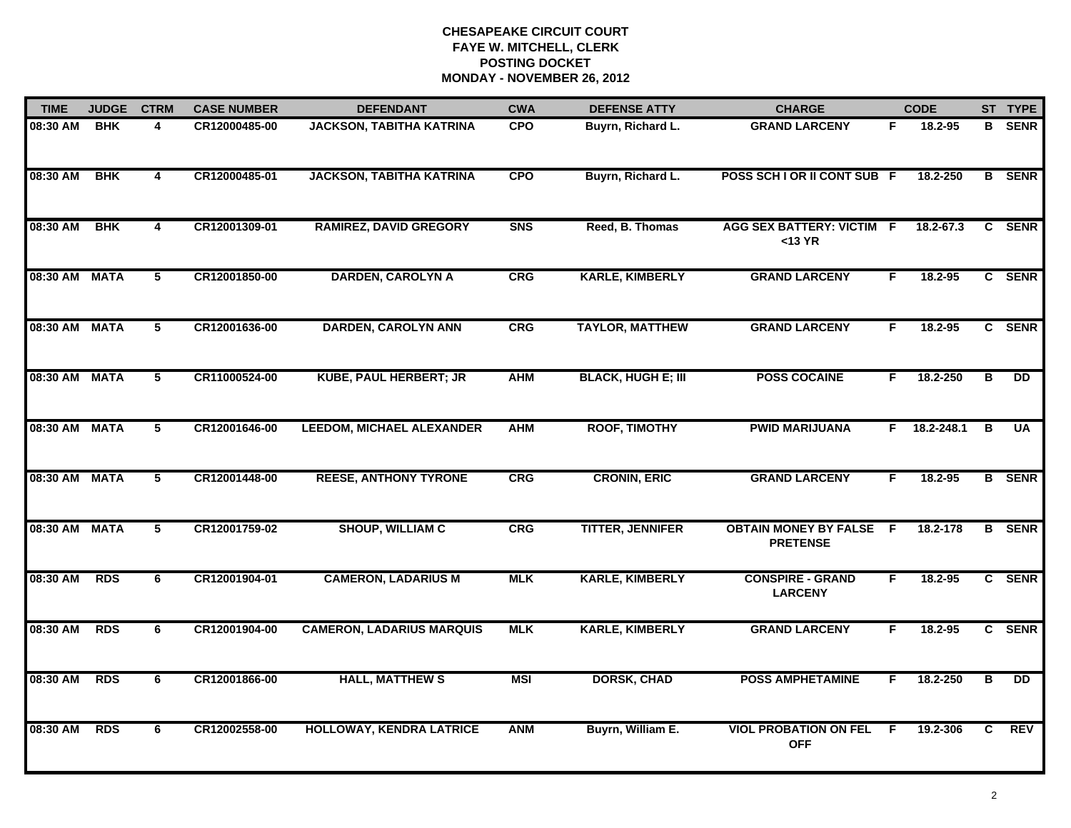**CHESAPEAKE CIRCUIT COURT**
**FAYE W. MITCHELL, CLERK**
**POSTING DOCKET**
**MONDAY - NOVEMBER 26, 2012**

| TIME | JUDGE | CTRM | CASE NUMBER | DEFENDANT | CWA | DEFENSE ATTY | CHARGE | | CODE | ST | TYPE |
|---|---|---|---|---|---|---|---|---|---|---|---|
| 08:30 AM | BHK | 4 | CR12000485-00 | JACKSON, TABITHA KATRINA | CPO | Buyrn, Richard L. | GRAND LARCENY | F | 18.2-95 | B | SENR |
| 08:30 AM | BHK | 4 | CR12000485-01 | JACKSON, TABITHA KATRINA | CPO | Buyrn, Richard L. | POSS SCH I OR II CONT SUB | F | 18.2-250 | B | SENR |
| 08:30 AM | BHK | 4 | CR12001309-01 | RAMIREZ, DAVID GREGORY | SNS | Reed, B. Thomas | AGG SEX BATTERY: VICTIM <13 YR | F | 18.2-67.3 | C | SENR |
| 08:30 AM | MATA | 5 | CR12001850-00 | DARDEN, CAROLYN A | CRG | KARLE, KIMBERLY | GRAND LARCENY | F | 18.2-95 | C | SENR |
| 08:30 AM | MATA | 5 | CR12001636-00 | DARDEN, CAROLYN ANN | CRG | TAYLOR, MATTHEW | GRAND LARCENY | F | 18.2-95 | C | SENR |
| 08:30 AM | MATA | 5 | CR11000524-00 | KUBE, PAUL HERBERT; JR | AHM | BLACK, HUGH E; III | POSS COCAINE | F | 18.2-250 | B | DD |
| 08:30 AM | MATA | 5 | CR12001646-00 | LEEDOM, MICHAEL ALEXANDER | AHM | ROOF, TIMOTHY | PWID MARIJUANA | F | 18.2-248.1 | B | UA |
| 08:30 AM | MATA | 5 | CR12001448-00 | REESE, ANTHONY TYRONE | CRG | CRONIN, ERIC | GRAND LARCENY | F | 18.2-95 | B | SENR |
| 08:30 AM | MATA | 5 | CR12001759-02 | SHOUP, WILLIAM C | CRG | TITTER, JENNIFER | OBTAIN MONEY BY FALSE PRETENSE | F | 18.2-178 | B | SENR |
| 08:30 AM | RDS | 6 | CR12001904-01 | CAMERON, LADARIUS M | MLK | KARLE, KIMBERLY | CONSPIRE - GRAND LARCENY | F | 18.2-95 | C | SENR |
| 08:30 AM | RDS | 6 | CR12001904-00 | CAMERON, LADARIUS MARQUIS | MLK | KARLE, KIMBERLY | GRAND LARCENY | F | 18.2-95 | C | SENR |
| 08:30 AM | RDS | 6 | CR12001866-00 | HALL, MATTHEW S | MSI | DORSK, CHAD | POSS AMPHETAMINE | F | 18.2-250 | B | DD |
| 08:30 AM | RDS | 6 | CR12002558-00 | HOLLOWAY, KENDRA LATRICE | ANM | Buyrn, William E. | VIOL PROBATION ON FEL OFF | F | 19.2-306 | C | REV |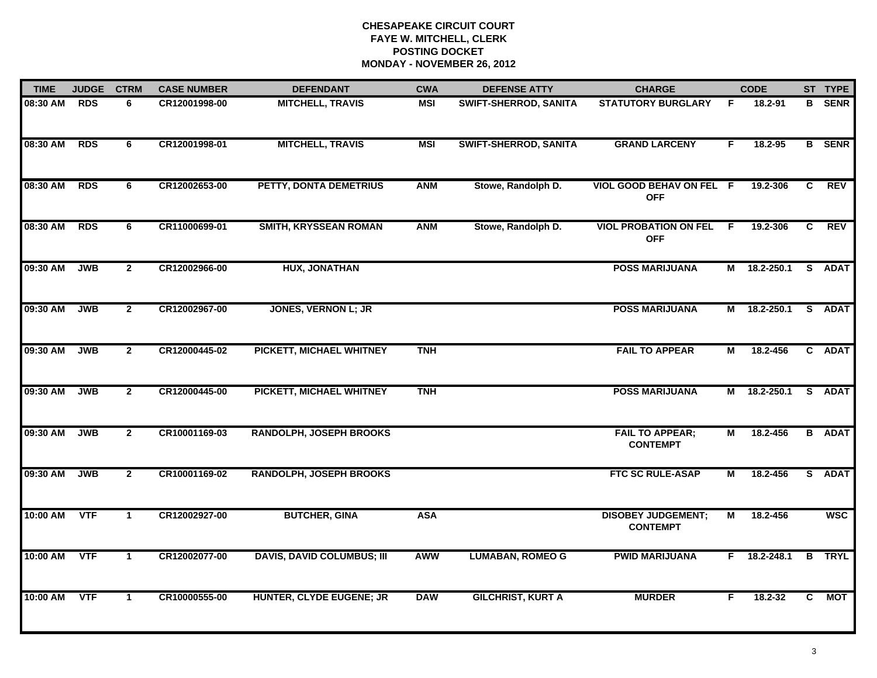# CHESAPEAKE CIRCUIT COURT
## FAYE W. MITCHELL, CLERK
## POSTING DOCKET
## MONDAY - NOVEMBER 26, 2012

| TIME | JUDGE | CTRM | CASE NUMBER | DEFENDANT | CWA | DEFENSE ATTY | CHARGE | | CODE | ST | TYPE |
|---|---|---|---|---|---|---|---|---|---|---|---|
| 08:30 AM | RDS | 6 | CR12001998-00 | MITCHELL, TRAVIS | MSI | SWIFT-SHERROD, SANITA | STATUTORY BURGLARY | F | 18.2-91 | B | SENR |
| 08:30 AM | RDS | 6 | CR12001998-01 | MITCHELL, TRAVIS | MSI | SWIFT-SHERROD, SANITA | GRAND LARCENY | F | 18.2-95 | B | SENR |
| 08:30 AM | RDS | 6 | CR12002653-00 | PETTY, DONTA DEMETRIUS | ANM | Stowe, Randolph D. | VIOL GOOD BEHAV ON FEL OFF | F | 19.2-306 | C | REV |
| 08:30 AM | RDS | 6 | CR11000699-01 | SMITH, KRYSSEAN ROMAN | ANM | Stowe, Randolph D. | VIOL PROBATION ON FEL OFF | F | 19.2-306 | C | REV |
| 09:30 AM | JWB | 2 | CR12002966-00 | HUX, JONATHAN | | | POSS MARIJUANA | M | 18.2-250.1 | S | ADAT |
| 09:30 AM | JWB | 2 | CR12002967-00 | JONES, VERNON L; JR | | | POSS MARIJUANA | M | 18.2-250.1 | S | ADAT |
| 09:30 AM | JWB | 2 | CR12000445-02 | PICKETT, MICHAEL WHITNEY | TNH | | FAIL TO APPEAR | M | 18.2-456 | C | ADAT |
| 09:30 AM | JWB | 2 | CR12000445-00 | PICKETT, MICHAEL WHITNEY | TNH | | POSS MARIJUANA | M | 18.2-250.1 | S | ADAT |
| 09:30 AM | JWB | 2 | CR10001169-03 | RANDOLPH, JOSEPH BROOKS | | | FAIL TO APPEAR; CONTEMPT | M | 18.2-456 | B | ADAT |
| 09:30 AM | JWB | 2 | CR10001169-02 | RANDOLPH, JOSEPH BROOKS | | | FTC SC RULE-ASAP | M | 18.2-456 | S | ADAT |
| 10:00 AM | VTF | 1 | CR12002927-00 | BUTCHER, GINA | ASA | | DISOBEY JUDGEMENT; CONTEMPT | M | 18.2-456 | | WSC |
| 10:00 AM | VTF | 1 | CR12002077-00 | DAVIS, DAVID COLUMBUS; III | AWW | LUMABAN, ROMEO G | PWID MARIJUANA | F | 18.2-248.1 | B | TRYL |
| 10:00 AM | VTF | 1 | CR10000555-00 | HUNTER, CLYDE EUGENE; JR | DAW | GILCHRIST, KURT A | MURDER | F | 18.2-32 | C | MOT |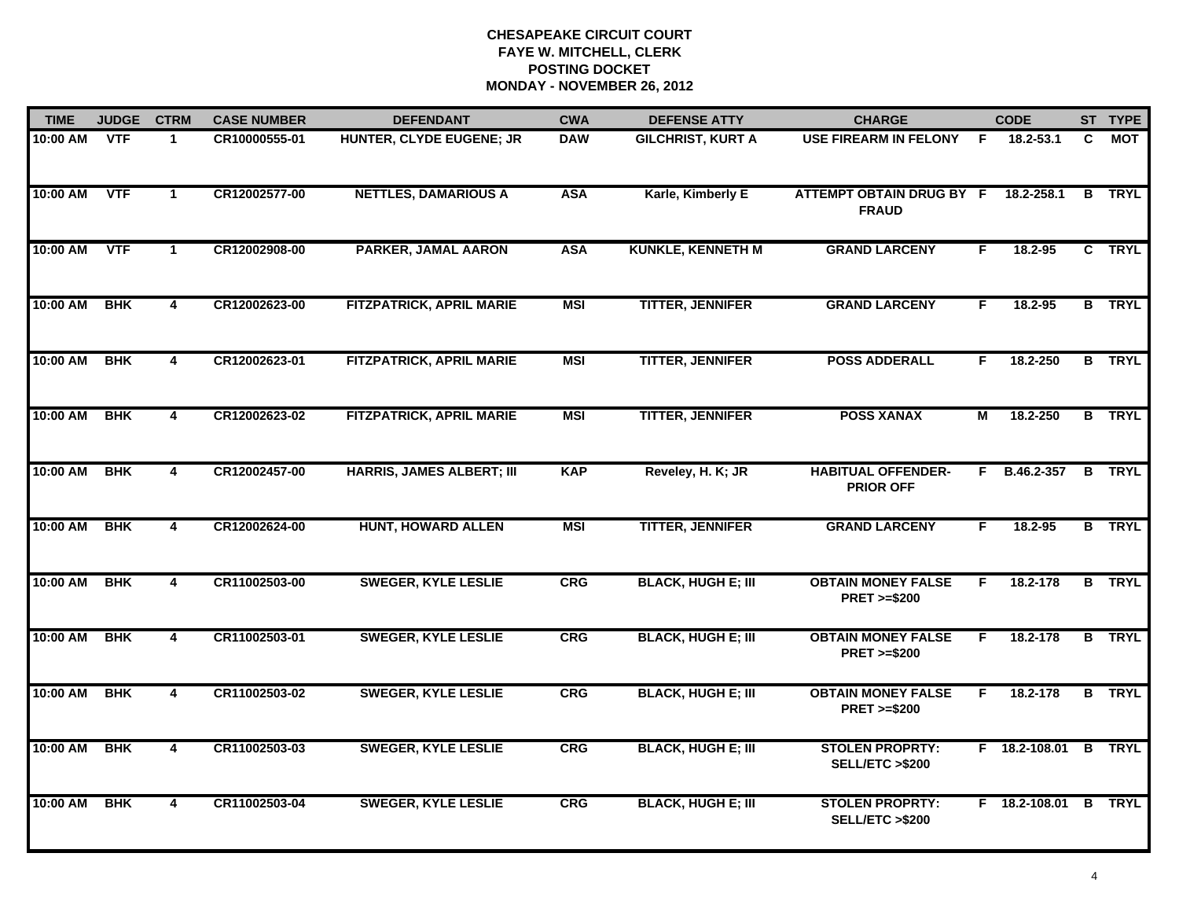# CHESAPEAKE CIRCUIT COURT
## FAYE W. MITCHELL, CLERK
## POSTING DOCKET
## MONDAY - NOVEMBER 26, 2012

| TIME | JUDGE | CTRM | CASE NUMBER | DEFENDANT | CWA | DEFENSE ATTY | CHARGE | | CODE | ST | TYPE |
|---|---|---|---|---|---|---|---|---|---|---|---|
| 10:00 AM | VTF | 1 | CR10000555-01 | HUNTER, CLYDE EUGENE; JR | DAW | GILCHRIST, KURT A | USE FIREARM IN FELONY | F | 18.2-53.1 | C | MOT |
| 10:00 AM | VTF | 1 | CR12002577-00 | NETTLES, DAMARIOUS A | ASA | Karle, Kimberly E | ATTEMPT OBTAIN DRUG BY FRAUD | F | 18.2-258.1 | B | TRYL |
| 10:00 AM | VTF | 1 | CR12002908-00 | PARKER, JAMAL AARON | ASA | KUNKLE, KENNETH M | GRAND LARCENY | F | 18.2-95 | C | TRYL |
| 10:00 AM | BHK | 4 | CR12002623-00 | FITZPATRICK, APRIL MARIE | MSI | TITTER, JENNIFER | GRAND LARCENY | F | 18.2-95 | B | TRYL |
| 10:00 AM | BHK | 4 | CR12002623-01 | FITZPATRICK, APRIL MARIE | MSI | TITTER, JENNIFER | POSS ADDERALL | F | 18.2-250 | B | TRYL |
| 10:00 AM | BHK | 4 | CR12002623-02 | FITZPATRICK, APRIL MARIE | MSI | TITTER, JENNIFER | POSS XANAX | M | 18.2-250 | B | TRYL |
| 10:00 AM | BHK | 4 | CR12002457-00 | HARRIS, JAMES ALBERT; III | KAP | Reveley, H. K; JR | HABITUAL OFFENDER-PRIOR OFF | F | B.46.2-357 | B | TRYL |
| 10:00 AM | BHK | 4 | CR12002624-00 | HUNT, HOWARD ALLEN | MSI | TITTER, JENNIFER | GRAND LARCENY | F | 18.2-95 | B | TRYL |
| 10:00 AM | BHK | 4 | CR11002503-00 | SWEGER, KYLE LESLIE | CRG | BLACK, HUGH E; III | OBTAIN MONEY FALSE PRET >=$200 | F | 18.2-178 | B | TRYL |
| 10:00 AM | BHK | 4 | CR11002503-01 | SWEGER, KYLE LESLIE | CRG | BLACK, HUGH E; III | OBTAIN MONEY FALSE PRET >=$200 | F | 18.2-178 | B | TRYL |
| 10:00 AM | BHK | 4 | CR11002503-02 | SWEGER, KYLE LESLIE | CRG | BLACK, HUGH E; III | OBTAIN MONEY FALSE PRET >=$200 | F | 18.2-178 | B | TRYL |
| 10:00 AM | BHK | 4 | CR11002503-03 | SWEGER, KYLE LESLIE | CRG | BLACK, HUGH E; III | STOLEN PROPRTY: SELL/ETC >$200 | F | 18.2-108.01 | B | TRYL |
| 10:00 AM | BHK | 4 | CR11002503-04 | SWEGER, KYLE LESLIE | CRG | BLACK, HUGH E; III | STOLEN PROPRTY: SELL/ETC >$200 | F | 18.2-108.01 | B | TRYL |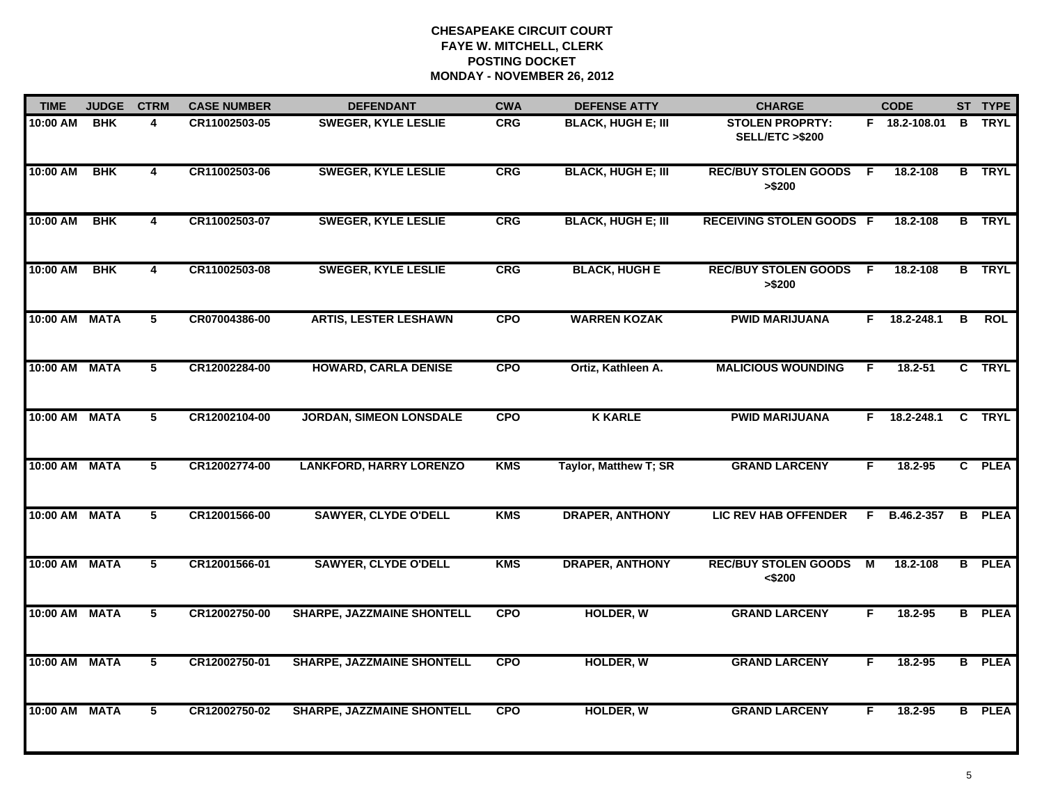# CHESAPEAKE CIRCUIT COURT
## FAYE W. MITCHELL, CLERK
## POSTING DOCKET
## MONDAY - NOVEMBER 26, 2012

| TIME | JUDGE | CTRM | CASE NUMBER | DEFENDANT | CWA | DEFENSE ATTY | CHARGE | | CODE | ST | TYPE |
|---|---|---|---|---|---|---|---|---|---|---|---|
| 10:00 AM | BHK | 4 | CR11002503-05 | SWEGER, KYLE LESLIE | CRG | BLACK, HUGH E; III | STOLEN PROPRTY: SELL/ETC >$200 | F | 18.2-108.01 | B | TRYL |
| 10:00 AM | BHK | 4 | CR11002503-06 | SWEGER, KYLE LESLIE | CRG | BLACK, HUGH E; III | REC/BUY STOLEN GOODS >$200 | F | 18.2-108 | B | TRYL |
| 10:00 AM | BHK | 4 | CR11002503-07 | SWEGER, KYLE LESLIE | CRG | BLACK, HUGH E; III | RECEIVING STOLEN GOODS | F | 18.2-108 | B | TRYL |
| 10:00 AM | BHK | 4 | CR11002503-08 | SWEGER, KYLE LESLIE | CRG | BLACK, HUGH E | REC/BUY STOLEN GOODS >$200 | F | 18.2-108 | B | TRYL |
| 10:00 AM | MATA | 5 | CR07004386-00 | ARTIS, LESTER LESHAWN | CPO | WARREN KOZAK | PWID MARIJUANA | F | 18.2-248.1 | B | ROL |
| 10:00 AM | MATA | 5 | CR12002284-00 | HOWARD, CARLA DENISE | CPO | Ortiz, Kathleen A. | MALICIOUS WOUNDING | F | 18.2-51 | C | TRYL |
| 10:00 AM | MATA | 5 | CR12002104-00 | JORDAN, SIMEON LONSDALE | CPO | K KARLE | PWID MARIJUANA | F | 18.2-248.1 | C | TRYL |
| 10:00 AM | MATA | 5 | CR12002774-00 | LANKFORD, HARRY LORENZO | KMS | Taylor, Matthew T; SR | GRAND LARCENY | F | 18.2-95 | C | PLEA |
| 10:00 AM | MATA | 5 | CR12001566-00 | SAWYER, CLYDE O'DELL | KMS | DRAPER, ANTHONY | LIC REV HAB OFFENDER | F | B.46.2-357 | B | PLEA |
| 10:00 AM | MATA | 5 | CR12001566-01 | SAWYER, CLYDE O'DELL | KMS | DRAPER, ANTHONY | REC/BUY STOLEN GOODS <$200 | M | 18.2-108 | B | PLEA |
| 10:00 AM | MATA | 5 | CR12002750-00 | SHARPE, JAZZMAINE SHONTELL | CPO | HOLDER, W | GRAND LARCENY | F | 18.2-95 | B | PLEA |
| 10:00 AM | MATA | 5 | CR12002750-01 | SHARPE, JAZZMAINE SHONTELL | CPO | HOLDER, W | GRAND LARCENY | F | 18.2-95 | B | PLEA |
| 10:00 AM | MATA | 5 | CR12002750-02 | SHARPE, JAZZMAINE SHONTELL | CPO | HOLDER, W | GRAND LARCENY | F | 18.2-95 | B | PLEA |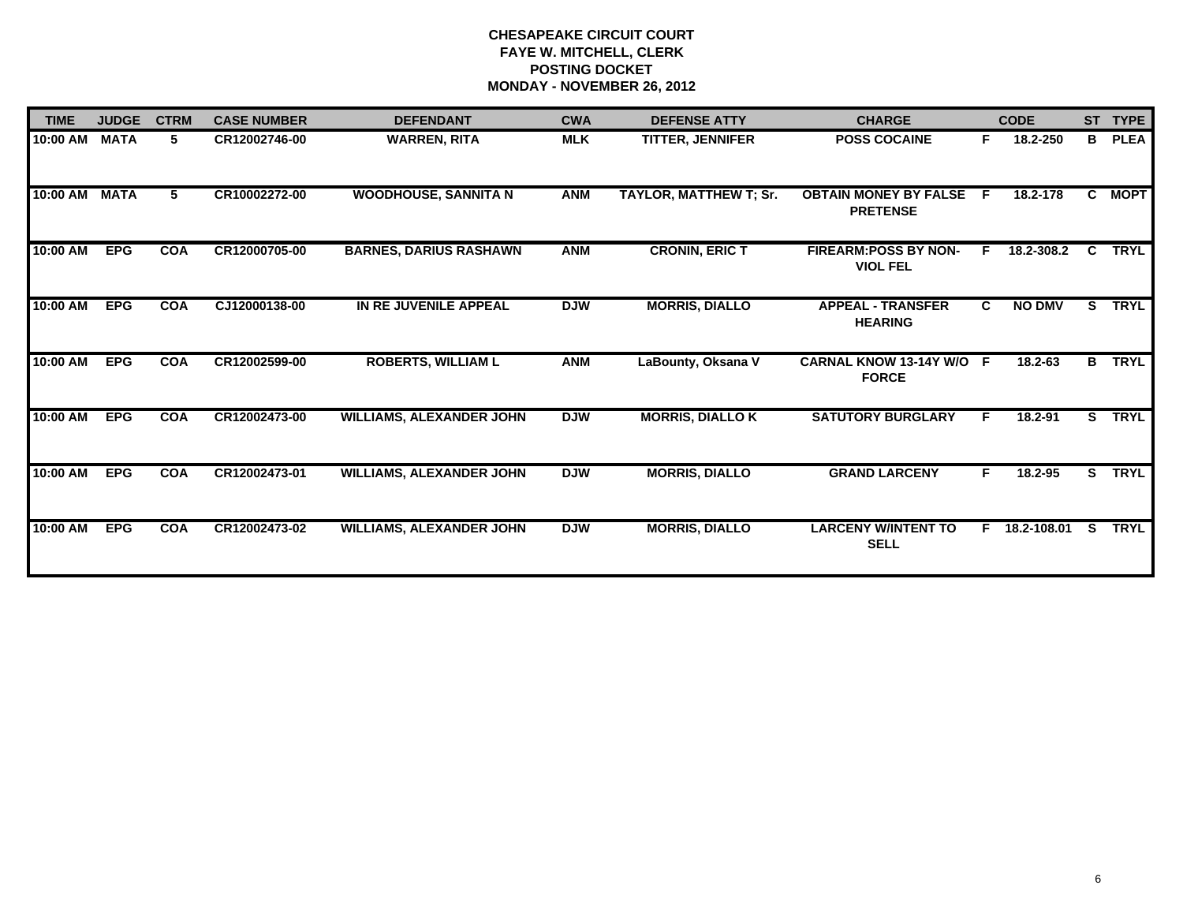# CHESAPEAKE CIRCUIT COURT
## FAYE W. MITCHELL, CLERK
## POSTING DOCKET
## MONDAY - NOVEMBER 26, 2012

| TIME | JUDGE | CTRM | CASE NUMBER | DEFENDANT | CWA | DEFENSE ATTY | CHARGE | | CODE | ST | TYPE |
|---|---|---|---|---|---|---|---|---|---|---|---|
| 10:00 AM | MATA | 5 | CR12002746-00 | WARREN, RITA | MLK | TITTER, JENNIFER | POSS COCAINE | F | 18.2-250 | B | PLEA |
| 10:00 AM | MATA | 5 | CR10002272-00 | WOODHOUSE, SANNITA N | ANM | TAYLOR, MATTHEW T; Sr. | OBTAIN MONEY BY FALSE PRETENSE | F | 18.2-178 | C | MOPT |
| 10:00 AM | EPG | COA | CR12000705-00 | BARNES, DARIUS RASHAWN | ANM | CRONIN, ERIC T | FIREARM:POSS BY NON-VIOL FEL | F | 18.2-308.2 | C | TRYL |
| 10:00 AM | EPG | COA | CJ12000138-00 | IN RE JUVENILE APPEAL | DJW | MORRIS, DIALLO | APPEAL - TRANSFER HEARING | C | NO DMV | S | TRYL |
| 10:00 AM | EPG | COA | CR12002599-00 | ROBERTS, WILLIAM L | ANM | LaBounty, Oksana V | CARNAL KNOW 13-14Y W/O FORCE | F | 18.2-63 | B | TRYL |
| 10:00 AM | EPG | COA | CR12002473-00 | WILLIAMS, ALEXANDER JOHN | DJW | MORRIS, DIALLO K | SATUTORY BURGLARY | F | 18.2-91 | S | TRYL |
| 10:00 AM | EPG | COA | CR12002473-01 | WILLIAMS, ALEXANDER JOHN | DJW | MORRIS, DIALLO | GRAND LARCENY | F | 18.2-95 | S | TRYL |
| 10:00 AM | EPG | COA | CR12002473-02 | WILLIAMS, ALEXANDER JOHN | DJW | MORRIS, DIALLO | LARCENY W/INTENT TO SELL | F | 18.2-108.01 | S | TRYL |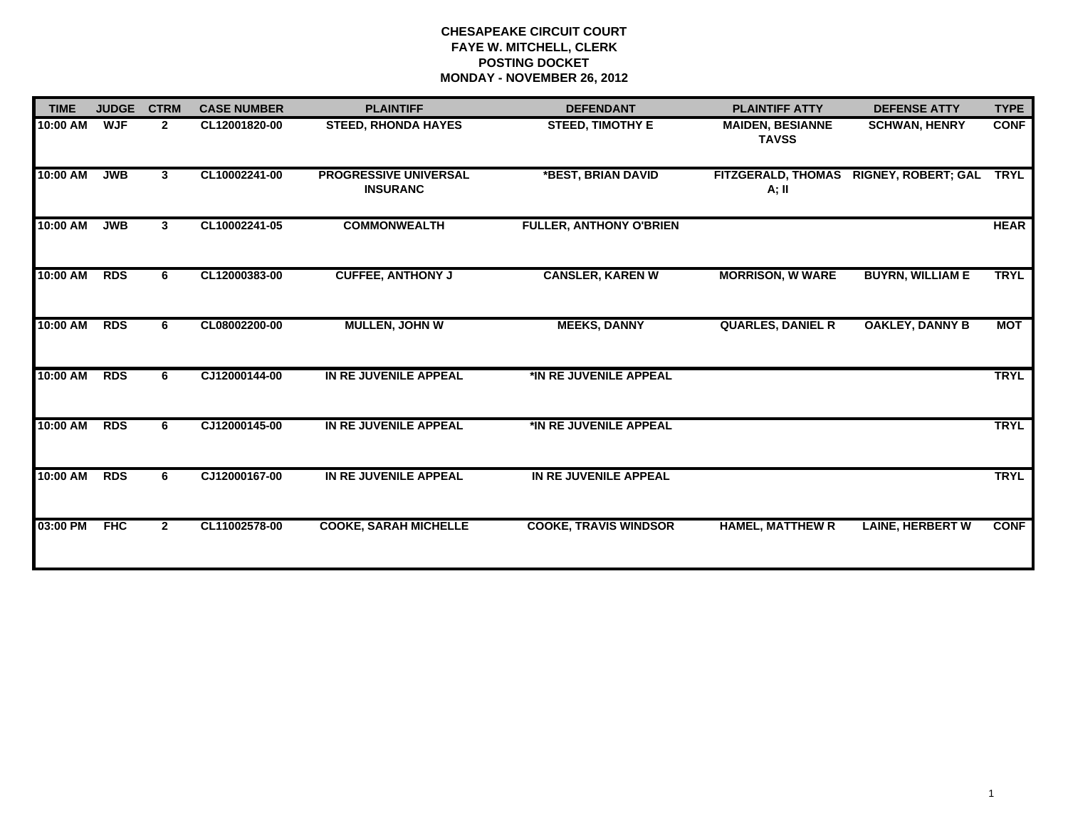**CHESAPEAKE CIRCUIT COURT**
**FAYE W. MITCHELL, CLERK**
**POSTING DOCKET**
**MONDAY - NOVEMBER 26, 2012**

| TIME | JUDGE | CTRM | CASE NUMBER | PLAINTIFF | DEFENDANT | PLAINTIFF ATTY | DEFENSE ATTY | TYPE |
|---|---|---|---|---|---|---|---|---|
| 10:00 AM | WJF | 2 | CL12001820-00 | STEED, RHONDA HAYES | STEED, TIMOTHY E | MAIDEN, BESIANNE TAVSS | SCHWAN, HENRY | CONF |
| 10:00 AM | JWB | 3 | CL10002241-00 | PROGRESSIVE UNIVERSAL INSURANC | *BEST, BRIAN DAVID | FITZGERALD, THOMAS A; II | RIGNEY, ROBERT; GAL | TRYL |
| 10:00 AM | JWB | 3 | CL10002241-05 | COMMONWEALTH | FULLER, ANTHONY O'BRIEN | | | HEAR |
| 10:00 AM | RDS | 6 | CL12000383-00 | CUFFEE, ANTHONY J | CANSLER, KAREN W | MORRISON, W WARE | BUYRN, WILLIAM E | TRYL |
| 10:00 AM | RDS | 6 | CL08002200-00 | MULLEN, JOHN W | MEEKS, DANNY | QUARLES, DANIEL R | OAKLEY, DANNY B | MOT |
| 10:00 AM | RDS | 6 | CJ12000144-00 | IN RE JUVENILE APPEAL | *IN RE JUVENILE APPEAL | | | TRYL |
| 10:00 AM | RDS | 6 | CJ12000145-00 | IN RE JUVENILE APPEAL | *IN RE JUVENILE APPEAL | | | TRYL |
| 10:00 AM | RDS | 6 | CJ12000167-00 | IN RE JUVENILE APPEAL | IN RE JUVENILE APPEAL | | | TRYL |
| 03:00 PM | FHC | 2 | CL11002578-00 | COOKE, SARAH MICHELLE | COOKE, TRAVIS WINDSOR | HAMEL, MATTHEW R | LAINE, HERBERT W | CONF |